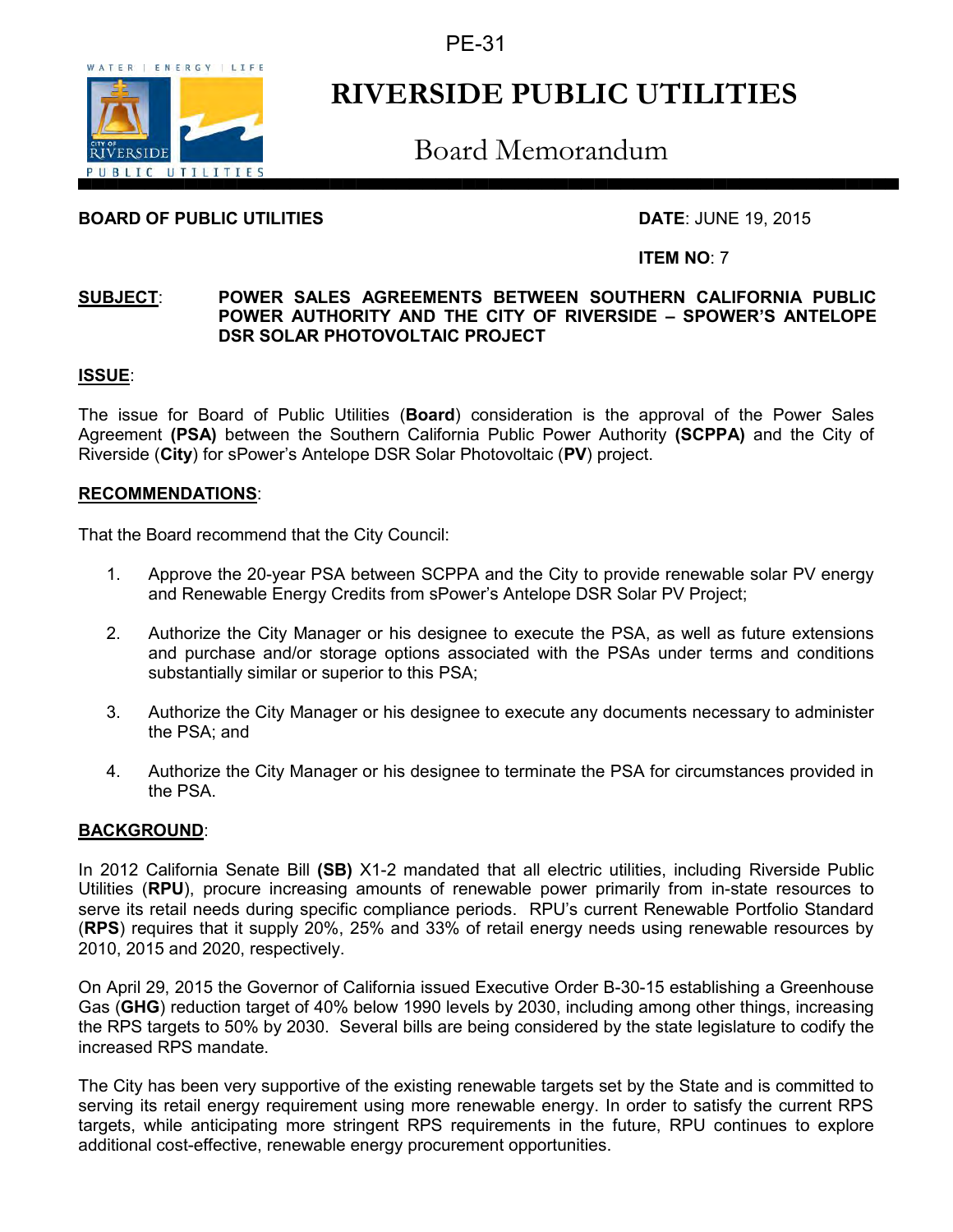PE-31

# RIVERSIDE PUBLIC UTILITIES

## Board Memorandum

**BOARD OF PUBLIC UTILITIES** **DATE**: JUNE 19, 2015

**ITEM NO**: 7

**SUBJECT**: **POWER SALES AGREEMENTS BETWEEN SOUTHERN CALIFORNIA PUBLIC POWER AUTHORITY AND THE CITY OF RIVERSIDE – SPOWER'S ANTELOPE DSR SOLAR PHOTOVOLTAIC PROJECT**

**ISSUE**:

The issue for Board of Public Utilities (**Board**) consideration is the approval of the Power Sales Agreement **(PSA)** between the Southern California Public Power Authority **(SCPPA)** and the City of Riverside (**City**) for sPower's Antelope DSR Solar Photovoltaic (**PV**) project.

**RECOMMENDATIONS**:

That the Board recommend that the City Council:

1. Approve the 20-year PSA between SCPPA and the City to provide renewable solar PV energy and Renewable Energy Credits from sPower's Antelope DSR Solar PV Project;
2. Authorize the City Manager or his designee to execute the PSA, as well as future extensions and purchase and/or storage options associated with the PSAs under terms and conditions substantially similar or superior to this PSA;
3. Authorize the City Manager or his designee to execute any documents necessary to administer the PSA; and
4. Authorize the City Manager or his designee to terminate the PSA for circumstances provided in the PSA.

**BACKGROUND**:

In 2012 California Senate Bill **(SB)** X1-2 mandated that all electric utilities, including Riverside Public Utilities (**RPU**), procure increasing amounts of renewable power primarily from in-state resources to serve its retail needs during specific compliance periods. RPU's current Renewable Portfolio Standard (**RPS**) requires that it supply 20%, 25% and 33% of retail energy needs using renewable resources by 2010, 2015 and 2020, respectively.

On April 29, 2015 the Governor of California issued Executive Order B-30-15 establishing a Greenhouse Gas (**GHG**) reduction target of 40% below 1990 levels by 2030, including among other things, increasing the RPS targets to 50% by 2030. Several bills are being considered by the state legislature to codify the increased RPS mandate.

The City has been very supportive of the existing renewable targets set by the State and is committed to serving its retail energy requirement using more renewable energy. In order to satisfy the current RPS targets, while anticipating more stringent RPS requirements in the future, RPU continues to explore additional cost-effective, renewable energy procurement opportunities.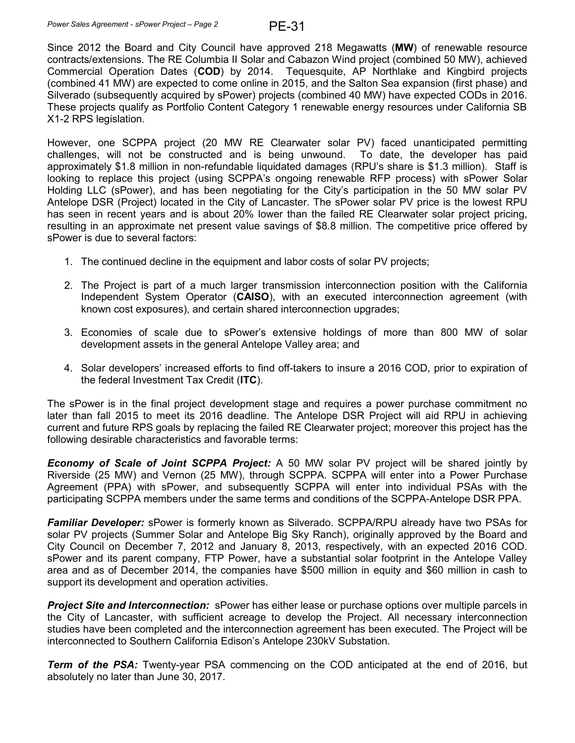Since 2012 the Board and City Council have approved 218 Megawatts (**MW**) of renewable resource contracts/extensions. The RE Columbia II Solar and Cabazon Wind project (combined 50 MW), achieved Commercial Operation Dates (**COD**) by 2014. Tequesquite, AP Northlake and Kingbird projects (combined 41 MW) are expected to come online in 2015, and the Salton Sea expansion (first phase) and Silverado (subsequently acquired by sPower) projects (combined 40 MW) have expected CODs in 2016. These projects qualify as Portfolio Content Category 1 renewable energy resources under California SB X1-2 RPS legislation.

However, one SCPPA project (20 MW RE Clearwater solar PV) faced unanticipated permitting challenges, will not be constructed and is being unwound. To date, the developer has paid approximately $1.8 million in non-refundable liquidated damages (RPU's share is $1.3 million). Staff is looking to replace this project (using SCPPA's ongoing renewable RFP process) with sPower Solar Holding LLC (sPower), and has been negotiating for the City's participation in the 50 MW solar PV Antelope DSR (Project) located in the City of Lancaster. The sPower solar PV price is the lowest RPU has seen in recent years and is about 20% lower than the failed RE Clearwater solar project pricing, resulting in an approximate net present value savings of $8.8 million. The competitive price offered by sPower is due to several factors:

1. The continued decline in the equipment and labor costs of solar PV projects;
2. The Project is part of a much larger transmission interconnection position with the California Independent System Operator (**CAISO**), with an executed interconnection agreement (with known cost exposures), and certain shared interconnection upgrades;
3. Economies of scale due to sPower's extensive holdings of more than 800 MW of solar development assets in the general Antelope Valley area; and
4. Solar developers' increased efforts to find off-takers to insure a 2016 COD, prior to expiration of the federal Investment Tax Credit (**ITC**).

The sPower is in the final project development stage and requires a power purchase commitment no later than fall 2015 to meet its 2016 deadline. The Antelope DSR Project will aid RPU in achieving current and future RPS goals by replacing the failed RE Clearwater project; moreover this project has the following desirable characteristics and favorable terms:

***Economy of Scale of Joint SCPPA Project:*** A 50 MW solar PV project will be shared jointly by Riverside (25 MW) and Vernon (25 MW), through SCPPA. SCPPA will enter into a Power Purchase Agreement (PPA) with sPower, and subsequently SCPPA will enter into individual PSAs with the participating SCPPA members under the same terms and conditions of the SCPPA-Antelope DSR PPA.

***Familiar Developer:*** sPower is formerly known as Silverado. SCPPA/RPU already have two PSAs for solar PV projects (Summer Solar and Antelope Big Sky Ranch), originally approved by the Board and City Council on December 7, 2012 and January 8, 2013, respectively, with an expected 2016 COD. sPower and its parent company, FTP Power, have a substantial solar footprint in the Antelope Valley area and as of December 2014, the companies have $500 million in equity and $60 million in cash to support its development and operation activities.

***Project Site and Interconnection:*** sPower has either lease or purchase options over multiple parcels in the City of Lancaster, with sufficient acreage to develop the Project. All necessary interconnection studies have been completed and the interconnection agreement has been executed. The Project will be interconnected to Southern California Edison's Antelope 230kV Substation.

***Term of the PSA:*** Twenty-year PSA commencing on the COD anticipated at the end of 2016, but absolutely no later than June 30, 2017.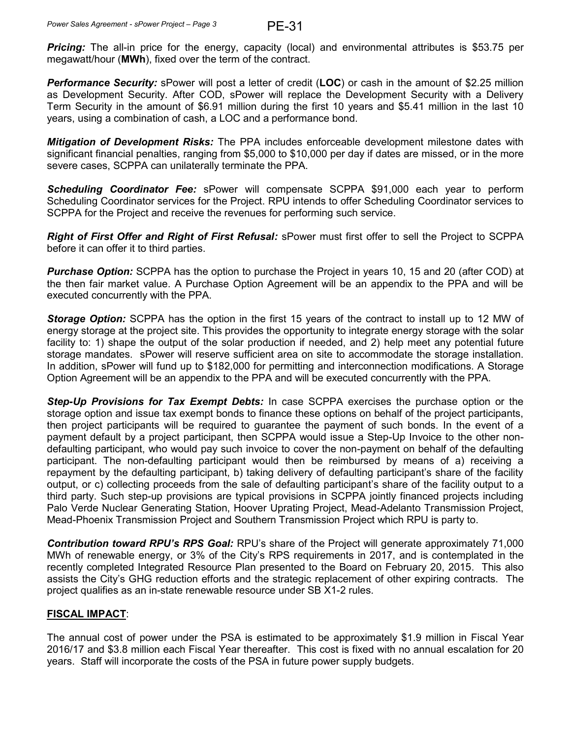**Pricing:** The all-in price for the energy, capacity (local) and environmental attributes is $53.75 per megawatt/hour (**MWh**), fixed over the term of the contract.

**Performance Security:** sPower will post a letter of credit (**LOC**) or cash in the amount of $2.25 million as Development Security. After COD, sPower will replace the Development Security with a Delivery Term Security in the amount of $6.91 million during the first 10 years and $5.41 million in the last 10 years, using a combination of cash, a LOC and a performance bond.

**Mitigation of Development Risks:** The PPA includes enforceable development milestone dates with significant financial penalties, ranging from $5,000 to $10,000 per day if dates are missed, or in the more severe cases, SCPPA can unilaterally terminate the PPA.

**Scheduling Coordinator Fee:** sPower will compensate SCPPA $91,000 each year to perform Scheduling Coordinator services for the Project. RPU intends to offer Scheduling Coordinator services to SCPPA for the Project and receive the revenues for performing such service.

**Right of First Offer and Right of First Refusal:** sPower must first offer to sell the Project to SCPPA before it can offer it to third parties.

**Purchase Option:** SCPPA has the option to purchase the Project in years 10, 15 and 20 (after COD) at the then fair market value. A Purchase Option Agreement will be an appendix to the PPA and will be executed concurrently with the PPA.

**Storage Option:** SCPPA has the option in the first 15 years of the contract to install up to 12 MW of energy storage at the project site. This provides the opportunity to integrate energy storage with the solar facility to: 1) shape the output of the solar production if needed, and 2) help meet any potential future storage mandates. sPower will reserve sufficient area on site to accommodate the storage installation. In addition, sPower will fund up to $182,000 for permitting and interconnection modifications. A Storage Option Agreement will be an appendix to the PPA and will be executed concurrently with the PPA.

**Step-Up Provisions for Tax Exempt Debts:** In case SCPPA exercises the purchase option or the storage option and issue tax exempt bonds to finance these options on behalf of the project participants, then project participants will be required to guarantee the payment of such bonds. In the event of a payment default by a project participant, then SCPPA would issue a Step-Up Invoice to the other non-defaulting participant, who would pay such invoice to cover the non-payment on behalf of the defaulting participant. The non-defaulting participant would then be reimbursed by means of a) receiving a repayment by the defaulting participant, b) taking delivery of defaulting participant's share of the facility output, or c) collecting proceeds from the sale of defaulting participant's share of the facility output to a third party. Such step-up provisions are typical provisions in SCPPA jointly financed projects including Palo Verde Nuclear Generating Station, Hoover Uprating Project, Mead-Adelanto Transmission Project, Mead-Phoenix Transmission Project and Southern Transmission Project which RPU is party to.

**Contribution toward RPU's RPS Goal:** RPU's share of the Project will generate approximately 71,000 MWh of renewable energy, or 3% of the City's RPS requirements in 2017, and is contemplated in the recently completed Integrated Resource Plan presented to the Board on February 20, 2015. This also assists the City's GHG reduction efforts and the strategic replacement of other expiring contracts. The project qualifies as an in-state renewable resource under SB X1-2 rules.

## FISCAL IMPACT:

The annual cost of power under the PSA is estimated to be approximately $1.9 million in Fiscal Year 2016/17 and $3.8 million each Fiscal Year thereafter. This cost is fixed with no annual escalation for 20 years. Staff will incorporate the costs of the PSA in future power supply budgets.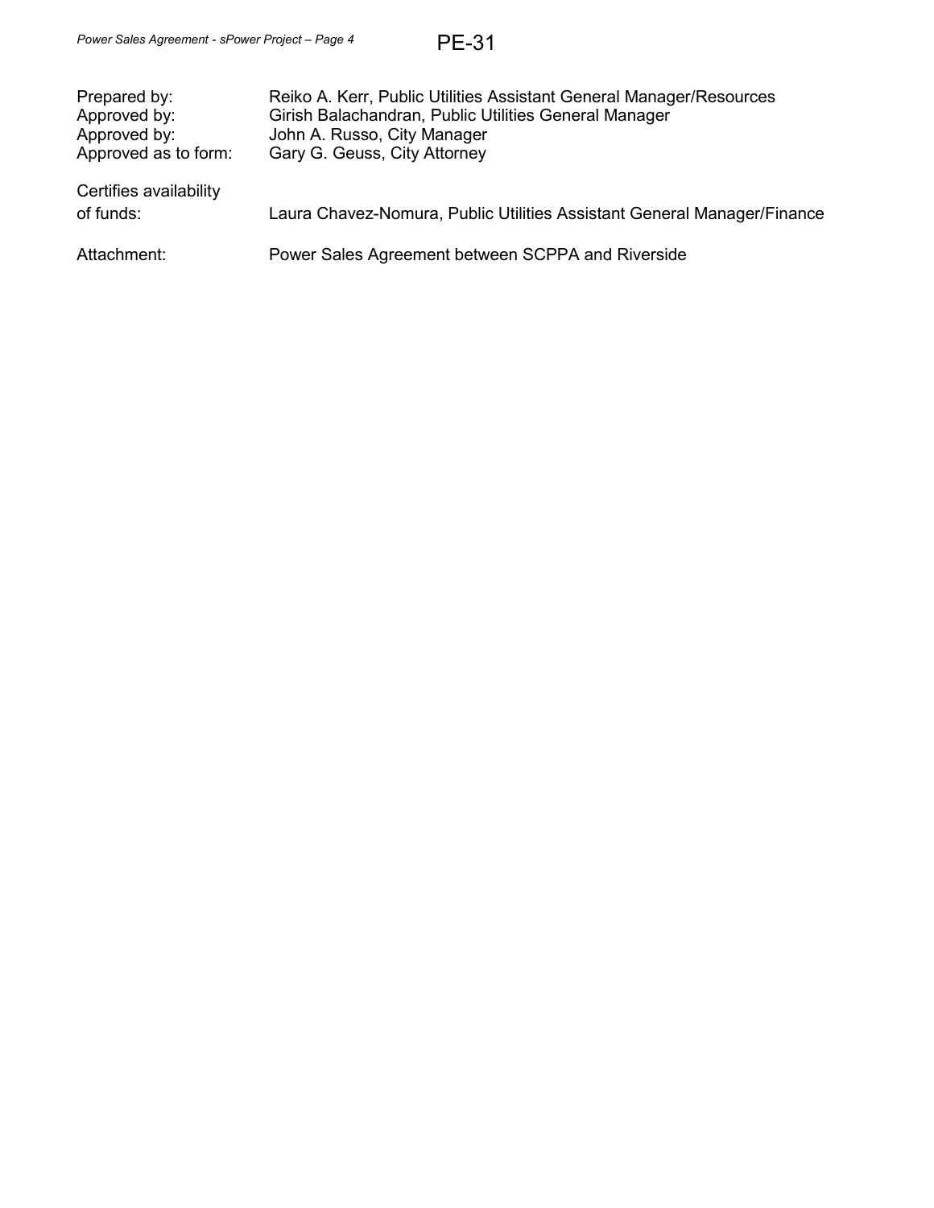| | |
|---|---|
| Prepared by: | Reiko A. Kerr, Public Utilities Assistant General Manager/Resources |
| Approved by: | Girish Balachandran, Public Utilities General Manager |
| Approved by: | John A. Russo, City Manager |
| Approved as to form: | Gary G. Geuss, City Attorney |
| Certifies availability of funds: | Laura Chavez-Nomura, Public Utilities Assistant General Manager/Finance |
| Attachment: | Power Sales Agreement between SCPPA and Riverside |